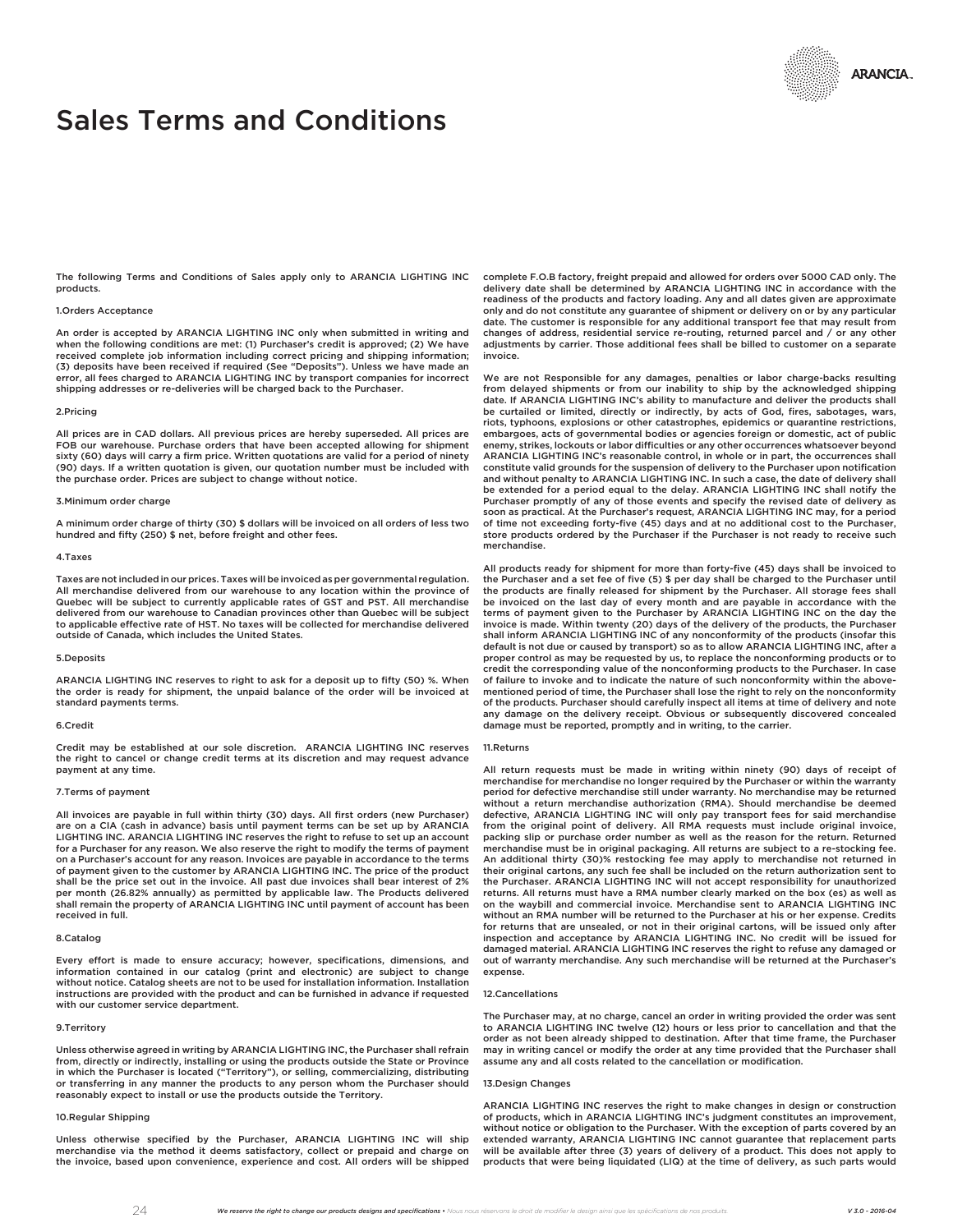# Sales Terms and Conditions

The following Terms and Conditions of Sales apply only to ARANCIA LIGHTING INC products.

## 1.Orders Acceptance

An order is accepted by ARANCIA LIGHTING INC only when submitted in writing and when the following conditions are met: (1) Purchaser's credit is approved; (2) We have received complete job information including correct pricing and shipping information; (3) deposits have been received if required (See "Deposits"). Unless we have made an error, all fees charged to ARANCIA LIGHTING INC by transport companies for incorrect shipping addresses or re-deliveries will be charged back to the Purchaser.

## 2.Pricing

All prices are in CAD dollars. All previous prices are hereby superseded. All prices are FOB our warehouse. Purchase orders that have been accepted allowing for shipment sixty (60) days will carry a firm price. Written quotations are valid for a period of ninety (90) days. If a written quotation is given, our quotation number must be included with the purchase order. Prices are subject to change without notice.

## 3.Minimum order charge

A minimum order charge of thirty (30) $ dollars will be invoiced on all orders of less two hundred and fifty (250) $ net, before freight and other fees.

## 4.Taxes

Taxes are not included in our prices. Taxes will be invoiced as per governmental regulation. All merchandise delivered from our warehouse to any location within the province of Quebec will be subject to currently applicable rates of GST and PST. All merchandise delivered from our warehouse to Canadian provinces other than Quebec will be subject to applicable effective rate of HST. No taxes will be collected for merchandise delivered outside of Canada, which includes the United States.

## 5.Deposits

ARANCIA LIGHTING INC reserves to right to ask for a deposit up to fifty (50) %. When the order is ready for shipment, the unpaid balance of the order will be invoiced at standard payments terms.

## 6.Credit

Credit may be established at our sole discretion. ARANCIA LIGHTING INC reserves the right to cancel or change credit terms at its discretion and may request advance payment at any time.

## 7.Terms of payment

All invoices are payable in full within thirty (30) days. All first orders (new Purchaser) are on a CIA (cash in advance) basis until payment terms can be set up by ARANCIA LIGHTING INC. ARANCIA LIGHTING INC reserves the right to refuse to set up an account for a Purchaser for any reason. We also reserve the right to modify the terms of payment on a Purchaser's account for any reason. Invoices are payable in accordance to the terms of payment given to the customer by ARANCIA LIGHTING INC. The price of the product shall be the price set out in the invoice. All past due invoices shall bear interest of 2% per month (26.82% annually) as permitted by applicable law. The Products delivered shall remain the property of ARANCIA LIGHTING INC until payment of account has been received in full.

## 8.Catalog

Every effort is made to ensure accuracy; however, specifications, dimensions, and information contained in our catalog (print and electronic) are subject to change without notice. Catalog sheets are not to be used for installation information. Installation instructions are provided with the product and can be furnished in advance if requested with our customer service department.

## 9.Territory

Unless otherwise agreed in writing by ARANCIA LIGHTING INC, the Purchaser shall refrain from, directly or indirectly, installing or using the products outside the State or Province in which the Purchaser is located ("Territory"), or selling, commercializing, distributing or transferring in any manner the products to any person whom the Purchaser should reasonably expect to install or use the products outside the Territory.

## 10.Regular Shipping

Unless otherwise specified by the Purchaser, ARANCIA LIGHTING INC will ship merchandise via the method it deems satisfactory, collect or prepaid and charge on the invoice, based upon convenience, experience and cost. All orders will be shipped complete F.O.B factory, freight prepaid and allowed for orders over 5000 CAD only. The delivery date shall be determined by ARANCIA LIGHTING INC in accordance with the readiness of the products and factory loading. Any and all dates given are approximate only and do not constitute any guarantee of shipment or delivery on or by any particular date. The customer is responsible for any additional transport fee that may result from changes of address, residential service re-routing, returned parcel and / or any other adjustments by carrier. Those additional fees shall be billed to customer on a separate invoice.

We are not Responsible for any damages, penalties or labor charge-backs resulting from delayed shipments or from our inability to ship by the acknowledged shipping date. If ARANCIA LIGHTING INC's ability to manufacture and deliver the products shall be curtailed or limited, directly or indirectly, by acts of God, fires, sabotages, wars, riots, typhoons, explosions or other catastrophes, epidemics or quarantine restrictions, embargoes, acts of governmental bodies or agencies foreign or domestic, act of public enemy, strikes, lockouts or labor difficulties or any other occurrences whatsoever beyond ARANCIA LIGHTING INC's reasonable control, in whole or in part, the occurrences shall constitute valid grounds for the suspension of delivery to the Purchaser upon notification and without penalty to ARANCIA LIGHTING INC. In such a case, the date of delivery shall be extended for a period equal to the delay. ARANCIA LIGHTING INC shall notify the Purchaser promptly of any of those events and specify the revised date of delivery as soon as practical. At the Purchaser's request, ARANCIA LIGHTING INC may, for a period of time not exceeding forty-five (45) days and at no additional cost to the Purchaser, store products ordered by the Purchaser if the Purchaser is not ready to receive such merchandise.

All products ready for shipment for more than forty-five (45) days shall be invoiced to the Purchaser and a set fee of five (5) $ per day shall be charged to the Purchaser until the products are finally released for shipment by the Purchaser. All storage fees shall be invoiced on the last day of every month and are payable in accordance with the terms of payment given to the Purchaser by ARANCIA LIGHTING INC on the day the invoice is made. Within twenty (20) days of the delivery of the products, the Purchaser shall inform ARANCIA LIGHTING INC of any nonconformity of the products (insofar this default is not due or caused by transport) so as to allow ARANCIA LIGHTING INC, after a proper control as may be requested by us, to replace the nonconforming products or to credit the corresponding value of the nonconforming products to the Purchaser. In case of failure to invoke and to indicate the nature of such nonconformity within the above-mentioned period of time, the Purchaser shall lose the right to rely on the nonconformity of the products. Purchaser should carefully inspect all items at time of delivery and note any damage on the delivery receipt. Obvious or subsequently discovered concealed damage must be reported, promptly and in writing, to the carrier.

## 11.Returns

All return requests must be made in writing within ninety (90) days of receipt of merchandise for merchandise no longer required by the Purchaser or within the warranty period for defective merchandise still under warranty. No merchandise may be returned without a return merchandise authorization (RMA). Should merchandise be deemed defective, ARANCIA LIGHTING INC will only pay transport fees for said merchandise from the original point of delivery. All RMA requests must include original invoice, packing slip or purchase order number as well as the reason for the return. Returned merchandise must be in original packaging. All returns are subject to a re-stocking fee. An additional thirty (30)% restocking fee may apply to merchandise not returned in their original cartons, any such fee shall be included on the return authorization sent to the Purchaser. ARANCIA LIGHTING INC will not accept responsibility for unauthorized returns. All returns must have a RMA number clearly marked on the box (es) as well as on the waybill and commercial invoice. Merchandise sent to ARANCIA LIGHTING INC without an RMA number will be returned to the Purchaser at his or her expense. Credits for returns that are unsealed, or not in their original cartons, will be issued only after inspection and acceptance by ARANCIA LIGHTING INC. No credit will be issued for damaged material. ARANCIA LIGHTING INC reserves the right to refuse any damaged or out of warranty merchandise. Any such merchandise will be returned at the Purchaser's expense.

## 12.Cancellations

The Purchaser may, at no charge, cancel an order in writing provided the order was sent to ARANCIA LIGHTING INC twelve (12) hours or less prior to cancellation and that the order as not been already shipped to destination. After that time frame, the Purchaser may in writing cancel or modify the order at any time provided that the Purchaser shall assume any and all costs related to the cancellation or modification.

## 13.Design Changes

ARANCIA LIGHTING INC reserves the right to make changes in design or construction of products, which in ARANCIA LIGHTING INC's judgment constitutes an improvement, without notice or obligation to the Purchaser. With the exception of parts covered by an extended warranty, ARANCIA LIGHTING INC cannot guarantee that replacement parts will be available after three (3) years of delivery of a product. This does not apply to products that were being liquidated (LIQ) at the time of delivery, as such parts would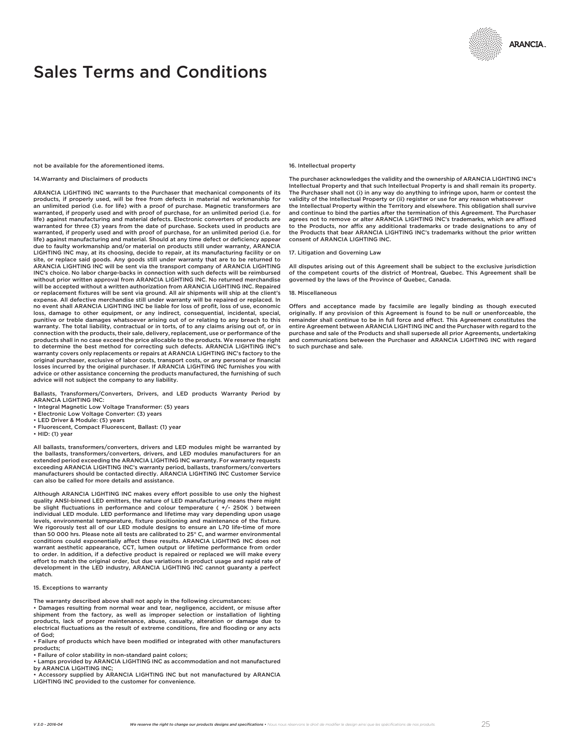# Sales Terms and Conditions

not be available for the aforementioned items.

14.Warranty and Disclaimers of products

ARANCIA LIGHTING INC warrants to the Purchaser that mechanical components of its products, if properly used, will be free from defects in material nd workmanship for an unlimited period (i.e. for life) with a proof of purchase. Magnetic transformers are warranted, if properly used and with proof of purchase, for an unlimited period (i.e. for life) against manufacturing and material defects. Electronic converters of products are warranted for three (3) years from the date of purchase. Sockets used in products are warranted, if properly used and with proof of purchase, for an unlimited period (i.e. for life) against manufacturing and material. Should at any time defect or deficiency appear due to faulty workmanship and/or material on products still under warranty, ARANCIA LIGHTING INC may, at its choosing, decide to repair, at its manufacturing facility or on site, or replace said goods. Any goods still under warranty that are to be returned to ARANCIA LIGHTING INC will be sent via the transport company of ARANCIA LIGHTING INC's choice. No labor charge-backs in connection with such defects will be reimbursed without prior written approval from ARANCIA LIGHTING INC. No returned merchandise will be accepted without a written authorization from ARANCIA LIGHTING INC. Repaired or replacement fixtures will be sent via ground. All air shipments will ship at the client's expense. All defective merchandise still under warranty will be repaired or replaced. In no event shall ARANCIA LIGHTING INC be liable for loss of profit, loss of use, economic loss, damage to other equipment, or any indirect, consequential, incidental, special, punitive or treble damages whatsoever arising out of or relating to any breach to this warranty. The total liability, contractual or in torts, of to any claims arising out of, or in connection with the products, their sale, delivery, replacement, use or performance of the products shall in no case exceed the price allocable to the products. We reserve the right to determine the best method for correcting such defects. ARANCIA LIGHTING INC's warranty covers only replacements or repairs at ARANCIA LIGHTING INC's factory to the original purchaser, exclusive of labor costs, transport costs, or any personal or financial losses incurred by the original purchaser. If ARANCIA LIGHTING INC furnishes you with advice or other assistance concerning the products manufactured, the furnishing of such advice will not subject the company to any liability.

Ballasts, Transformers/Converters, Drivers, and LED products Warranty Period by ARANCIA LIGHTING INC:

- Integral Magnetic Low Voltage Transformer: (5) years
- Electronic Low Voltage Converter: (3) years
- LED Driver & Module: (5) years
- Fluorescent, Compact Fluorescent, Ballast: (1) year
- HID: (1) year

All ballasts, transformers/converters, drivers and LED modules might be warranted by the ballasts, transformers/converters, drivers, and LED modules manufacturers for an extended period exceeding the ARANCIA LIGHTING INC warranty. For warranty requests exceeding ARANCIA LIGHTING INC's warranty period, ballasts, transformers/converters manufacturers should be contacted directly. ARANCIA LIGHTING INC Customer Service can also be called for more details and assistance.

Although ARANCIA LIGHTING INC makes every effort possible to use only the highest quality ANSI-binned LED emitters, the nature of LED manufacturing means there might be slight fluctuations in performance and colour temperature ( +/- 250K ) between individual LED module. LED performance and lifetime may vary depending upon usage levels, environmental temperature, fixture positioning and maintenance of the fixture. We rigorously test all of our LED module designs to ensure an L70 life-time of more than 50 000 hrs. Please note all tests are calibrated to 25° C, and warmer environmental conditions could exponentially affect these results. ARANCIA LIGHTING INC does not warrant aesthetic appearance, CCT, lumen output or lifetime performance from order to order. In addition, if a defective product is repaired or replaced we will make every effort to match the original order, but due variations in product usage and rapid rate of development in the LED industry, ARANCIA LIGHTING INC cannot guaranty a perfect match.

15. Exceptions to warranty

The warranty described above shall not apply in the following circumstances:

- Damages resulting from normal wear and tear, negligence, accident, or misuse after shipment from the factory, as well as improper selection or installation of lighting products, lack of proper maintenance, abuse, casualty, alteration or damage due to electrical fluctuations as the result of extreme conditions, fire and flooding or any acts of God;
- Failure of products which have been modified or integrated with other manufacturers products;
- Failure of color stability in non-standard paint colors;
- Lamps provided by ARANCIA LIGHTING INC as accommodation and not manufactured by ARANCIA LIGHTING INC;
- Accessory supplied by ARANCIA LIGHTING INC but not manufactured by ARANCIA LIGHTING INC provided to the customer for convenience.

16. Intellectual property

The purchaser acknowledges the validity and the ownership of ARANCIA LIGHTING INC's Intellectual Property and that such Intellectual Property is and shall remain its property. The Purchaser shall not (i) in any way do anything to infringe upon, harm or contest the validity of the Intellectual Property or (ii) register or use for any reason whatsoever the Intellectual Property within the Territory and elsewhere. This obligation shall survive and continue to bind the parties after the termination of this Agreement. The Purchaser agrees not to remove or alter ARANCIA LIGHTING INC's trademarks, which are affixed to the Products, nor affix any additional trademarks or trade designations to any of the Products that bear ARANCIA LIGHTING INC's trademarks without the prior written consent of ARANCIA LIGHTING INC.

17. Litigation and Governing Law

All disputes arising out of this Agreement shall be subject to the exclusive jurisdiction of the competent courts of the district of Montreal, Quebec. This Agreement shall be governed by the laws of the Province of Quebec, Canada.

18. Miscellaneous

Offers and acceptance made by facsimile are legally binding as though executed originally. If any provision of this Agreement is found to be null or unenforceable, the remainder shall continue to be in full force and effect. This Agreement constitutes the entire Agreement between ARANCIA LIGHTING INC and the Purchaser with regard to the purchase and sale of the Products and shall supersede all prior Agreements, undertaking and communications between the Purchaser and ARANCIA LIGHTING INC with regard to such purchase and sale.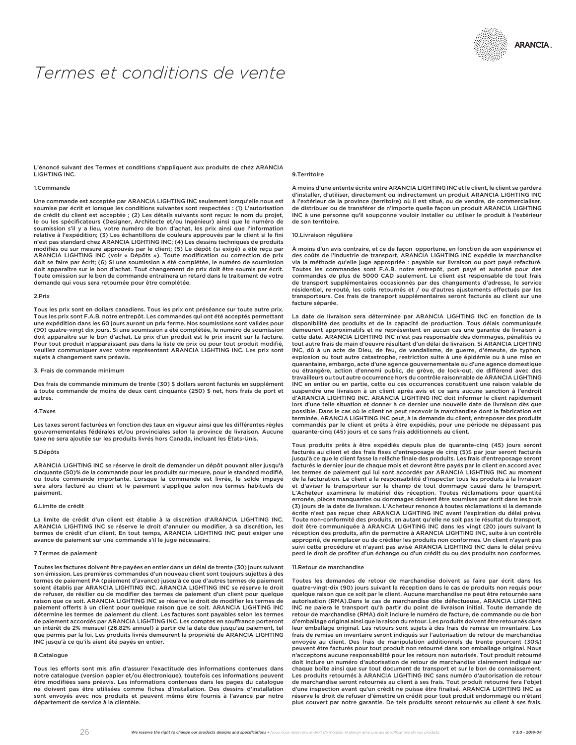# Termes et conditions de vente

L'énoncé suivant des Termes et conditions s'appliquent aux produits de chez ARANCIA LIGHTING INC.

1.Commande

Une commande est acceptée par ARANCIA LIGHTING INC seulement lorsqu'elle nous est soumise par écrit et lorsque les conditions suivantes sont respectées : (1) L'autorisation de crédit du client est acceptée ; (2) Les détails suivants sont reçus: le nom du projet, le ou les spécificateurs (Designer, Architecte et/ou Ingénieur) ainsi que le numéro de soumission s'il y a lieu, votre numéro de bon d'achat, les prix ainsi que l'information relative à l'expédition; (3) Les échantillons de couleurs approuvés par le client si le fini n'est pas standard chez ARANCIA LIGHTING INC; (4) Les dessins techniques de produits modifiés ou sur mesure approuvés par le client; (5) Le dépôt (si exigé) a été reçu par ARANCIA LIGHTING INC (voir « Dépôts »). Toute modification ou correction de prix doit se faire par écrit; (6) Si une soumission a été complétée, le numéro de soumission doit apparaître sur le bon d'achat. Tout changement de prix doit être soumis par écrit. Toute omission sur le bon de commande entraînera un retard dans le traitement de votre demande qui vous sera retournée pour être complétée.

2.Prix

Tous les prix sont en dollars canadiens. Tous les prix ont préséance sur toute autre prix. Tous les prix sont F.A.B. notre entrepôt. Les commandes qui ont été acceptés permettant une expédition dans les 60 jours auront un prix ferme. Nos soumissions sont valides pour (90) quatre-vingt dix jours. Si une soumission a été complétée, le numéro de soumission doit apparaître sur le bon d'achat. Le prix d'un produit est le prix inscrit sur la facture. Pour tout produit n'apparaissant pas dans la liste de prix ou pour tout produit modifié, veuillez communiquer avec votre représentant ARANCIA LIGHTING INC. Les prix sont sujets à changement sans préavis.

3. Frais de commande minimum

Des frais de commande minimum de trente (30) $ dollars seront facturés en supplément à toute commande de moins de deux cent cinquante (250) $ net, hors frais de port et autres.

4.Taxes

Les taxes seront facturées en fonction des taux en vigueur ainsi que les différentes règles gouvernementales fédérales et/ou provinciales selon la province de livraison. Aucune taxe ne sera ajoutée sur les produits livrés hors Canada, incluant les États-Unis.

5.Dépôts

ARANCIA LIGHTING INC se réserve le droit de demander un dépôt pouvant aller jusqu'à cinquante (50)% de la commande pour les produits sur mesure, pour le standard modifié, ou toute commande importante. Lorsque la commande est livrée, le solde impayé sera alors facturé au client et le paiement s'applique selon nos termes habituels de paiement.

6.Limite de crédit

La limite de crédit d'un client est établie à la discrétion d'ARANCIA LIGHTING INC. ARANCIA LIGHTING INC se réserve le droit d'annuler ou modifier, à sa discrétion, les termes de crédit d'un client. En tout temps, ARANCIA LIGHTING INC peut exiger une avance de paiement sur une commande s'il le juge nécessaire.

7.Termes de paiement

Toutes les factures doivent être payées en entier dans un délai de trente (30) jours suivant son émission. Les premières commandes d'un nouveau client sont toujours sujettes à des termes de paiement PA (paiement d'avance) jusqu'à ce que d'autres termes de paiement soient établis par ARANCIA LIGHTING INC. ARANCIA LIGHTING INC se réserve le droit de refuser, de résilier ou de modifier des termes de paiement d'un client pour quelque raison que ce soit. ARANCIA LIGHTING INC se réserve le droit de modifier les termes de paiement offerts à un client pour quelque raison que ce soit. ARANCIA LIGHTING INC détermine les termes de paiement du client. Les factures sont payables selon les termes de paiement accordés par ARANCIA LIGHTING INC. Les comptes en souffrance porteront un intérêt de 2% mensuel (26.82% annuel) à partir de la date due jusqu'au paiement, tel que permis par la loi. Les produits livrés demeurent la propriété de ARANCIA LIGHTING INC jusqu'à ce qu'ils aient été payés en entier.

8.Catalogue

Tous les efforts sont mis afin d'assurer l'exactitude des informations contenues dans notre catalogue (version papier et/ou électronique), toutefois ces informations peuvent être modifiées sans préavis. Les informations contenues dans les pages du catalogue ne doivent pas être utilisées comme fiches d'installation. Des dessins d'installation sont envoyés avec nos produits et peuvent même être fournis à l'avance par notre département de service à la clientèle.

9.Territoire

À moins d'une entente écrite entre ARANCIA LIGHTING INC et le client, le client se gardera d'installer, d'utiliser, directement ou indirectement un produit ARANCIA LIGHTING INC à l'extérieur de la province (territoire) où il est situé, ou de vendre, de commercialiser, de distribuer ou de transférer de n'importe quelle façon un produit ARANCIA LIGHTING INC à une personne qu'il soupçonne vouloir installer ou utiliser le produit à l'extérieur de son territoire.

10.Livraison régulière

À moins d'un avis contraire, et ce de façon opportune, en fonction de son expérience et des coûts de l'industrie de transport, ARANCIA LIGHTING INC expédie la marchandise via la méthode qu'elle juge appropriée : payable sur livraison ou port payé refacturé. Toutes les commandes sont F.A.B. notre entrepôt, port payé et autorisé pour des commandes de plus de 5000 CAD seulement. Le client est responsable de tout frais de transport supplémentaires occasionnés par des changements d'adresse, le service résidentiel, re-routé, les colis retournés et / ou d'autres ajustements effectués par les transporteurs. Ces frais de transport supplémentaires seront facturés au client sur une facture séparée.

La date de livraison sera déterminée par ARANCIA LIGHTING INC en fonction de la disponibilité des produits et de la capacité de production. Tous délais communiqués demeurent approximatifs et ne représentent en aucun cas une garantie de livraison à cette date. ARANCIA LIGHTING INC n'est pas responsable des dommages, pénalités ou tout autre frais de main d'oeuvre résultant d'un délai de livraison. Si ARANCIA LIGHTING INC, dû à un acte de Dieu, de feu, de vandalisme, de guerre, d'émeute, de typhon, explosion ou tout autre catastrophe, restriction suite à une épidémie ou à une mise en quarantaine, embargo, acte d'une agence gouvernementale ou d'une agence domestique ou étrangère, action d'ennemi public, de grève, de lock-out, de différend avec des travailleurs ou tout autre occurrence hors du contrôle raisonnable de ARANCIA LIGHTING INC en entier ou en partie, cette ou ces occurrences constituent une raison valable de suspendre une livraison à un client après avis et ce sans aucune sanction à l'endroit d'ARANCIA LIGHTING INC. ARANCIA LIGHTING INC doit informer le client rapidement lors d'une telle situation et donner à ce dernier une nouvelle date de livraison dès que possible. Dans le cas où le client ne peut recevoir la marchandise dont la fabrication est terminée, ARANCIA LIGHTING INC peut, à la demande du client, entreposer des produits commandés par le client et prêts à être expédiés, pour une période ne dépassant pas quarante-cinq (45) jours et ce sans frais additionnels au client.

Tous produits prêts à être expédiés depuis plus de quarante-cinq (45) jours seront facturés au client et des frais fixes d'entreposage de cinq (5)$ par jour seront facturés jusqu'à ce que le client fasse la relâche finale des produits. Les frais d'entreposage seront facturés le dernier jour de chaque mois et devront être payés par le client en accord avec les termes de paiement qui lui sont accordés par ARANCIA LIGHTING INC au moment de la facturation. Le client a la responsabilité d'inspecter tous les produits à la livraison et d'aviser le transporteur sur le champ de tout dommage causé dans le transport. L'Acheteur examinera le matériel dès réception. Toutes réclamations pour quantité erronée, pièces manquantes ou dommages doivent être soumises par écrit dans les trois (3) jours de la date de livraison. L'Acheteur renonce à toutes réclamations si la demande écrite n'est pas reçue chez ARANCIA LIGHTING INC avant l'expiration du délai prévu. Toute non-conformité des produits, en autant qu'elle ne soit pas le résultat du transport, doit être communiquée à ARANCIA LIGHTING INC dans les vingt (20) jours suivant la réception des produits, afin de permettre à ARANCIA LIGHTING INC, suite à un contrôle approprié, de remplacer ou de créditer les produits non conformes. Un client n'ayant pas suivi cette procédure et n'ayant pas avisé ARANCIA LIGHTING INC dans le délai prévu perd le droit de profiter d'un échange ou d'un crédit du ou des produits non conformes.

11.Retour de marchandise

Toutes les demandes de retour de marchandise doivent se faire par écrit dans les quatre-vingt-dix (90) jours suivant la réception dans le cas de produits non requis pour quelque raison que ce soit par le client. Aucune marchandise ne peut être retournée sans autorisation (RMA).Dans le cas de marchandise dite défectueuse, ARANCIA LIGHTING INC ne paiera le transport qu'à partir du point de livraison initial. Toute demande de retour de marchandise (RMA) doit inclure le numéro de facture, de commande ou de bon d'emballage original ainsi que la raison du retour. Les produits doivent être retournés dans leur emballage original. Les retours sont sujets à des frais de remise en inventaire. Les frais de remise en inventaire seront indiqués sur l'autorisation de retour de marchandise envoyée au client. Des frais de manipulation additionnels de trente pourcent (30%) peuvent être facturés pour tout produit non retourné dans son emballage original. Nous n'acceptons aucune responsabilité pour les retours non autorisés. Tout produit retourné doit inclure un numéro d'autorisation de retour de marchandise clairement indiqué sur chaque boîte ainsi que sur tout document de transport et sur le bon de connaissement. Les produits retournés à ARANCIA LIGHTING INC sans numéro d'autorisation de retour de marchandise seront retournés au client à ses frais. Tout produit retourné fera l'objet d'une inspection avant qu'un crédit ne puisse être finalisé. ARANCIA LIGHTING INC se réserve le droit de refuser d'émettre un crédit pour tout produit endommagé ou n'étant plus couvert par notre garantie. De tels produits seront retournés au client à ses frais.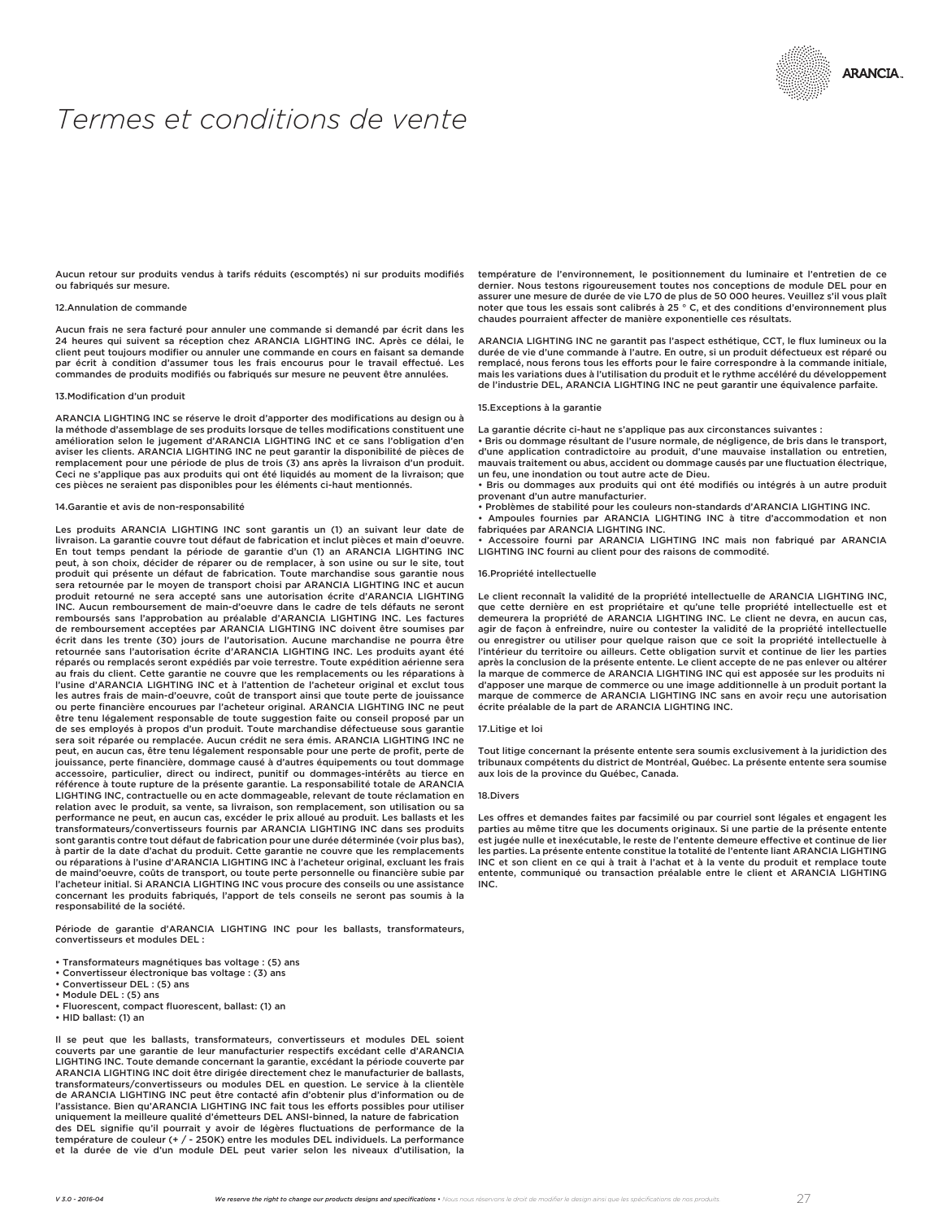# Termes et conditions de vente

Aucun retour sur produits vendus à tarifs réduits (escomptés) ni sur produits modifiés ou fabriqués sur mesure.

12.Annulation de commande

Aucun frais ne sera facturé pour annuler une commande si demandé par écrit dans les 24 heures qui suivent sa réception chez ARANCIA LIGHTING INC. Après ce délai, le client peut toujours modifier ou annuler une commande en cours en faisant sa demande par écrit à condition d'assumer tous les frais encourus pour le travail effectué. Les commandes de produits modifiés ou fabriqués sur mesure ne peuvent être annulées.

13.Modification d'un produit

ARANCIA LIGHTING INC se réserve le droit d'apporter des modifications au design ou à la méthode d'assemblage de ses produits lorsque de telles modifications constituent une amélioration selon le jugement d'ARANCIA LIGHTING INC et ce sans l'obligation d'en aviser les clients. ARANCIA LIGHTING INC ne peut garantir la disponibilité de pièces de remplacement pour une période de plus de trois (3) ans après la livraison d'un produit. Ceci ne s'applique pas aux produits qui ont été liquidés au moment de la livraison; que ces pièces ne seraient pas disponibles pour les éléments ci-haut mentionnés.

14.Garantie et avis de non-responsabilité

Les produits ARANCIA LIGHTING INC sont garantis un (1) an suivant leur date de livraison. La garantie couvre tout défaut de fabrication et inclut pièces et main d'oeuvre. En tout temps pendant la période de garantie d'un (1) an ARANCIA LIGHTING INC peut, à son choix, décider de réparer ou de remplacer, à son usine ou sur le site, tout produit qui présente un défaut de fabrication. Toute marchandise sous garantie nous sera retournée par le moyen de transport choisi par ARANCIA LIGHTING INC et aucun produit retourné ne sera accepté sans une autorisation écrite d'ARANCIA LIGHTING INC. Aucun remboursement de main-d'oeuvre dans le cadre de tels défauts ne seront remboursés sans l'approbation au préalable d'ARANCIA LIGHTING INC. Les factures de remboursement acceptées par ARANCIA LIGHTING INC doivent être soumises par écrit dans les trente (30) jours de l'autorisation. Aucune marchandise ne pourra être retournée sans l'autorisation écrite d'ARANCIA LIGHTING INC. Les produits ayant été réparés ou remplacés seront expédiés par voie terrestre. Toute expédition aérienne sera au frais du client. Cette garantie ne couvre que les remplacements ou les réparations à l'usine d'ARANCIA LIGHTING INC et à l'attention de l'acheteur original et exclut tous les autres frais de main-d'oeuvre, coût de transport ainsi que toute perte de jouissance ou perte financière encourues par l'acheteur original. ARANCIA LIGHTING INC ne peut être tenu légalement responsable de toute suggestion faite ou conseil proposé par un de ses employés à propos d'un produit. Toute marchandise défectueuse sous garantie sera soit réparée ou remplacée. Aucun crédit ne sera émis. ARANCIA LIGHTING INC ne peut, en aucun cas, être tenu légalement responsable pour une perte de profit, perte de jouissance, perte financière, dommage causé à d'autres équipements ou tout dommage accessoire, particulier, direct ou indirect, punitif ou dommages-intérêts au tierce en référence à toute rupture de la présente garantie. La responsabilité totale de ARANCIA LIGHTING INC, contractuelle ou en acte dommageable, relevant de toute réclamation en relation avec le produit, sa vente, sa livraison, son remplacement, son utilisation ou sa performance ne peut, en aucun cas, excéder le prix alloué au produit. Les ballasts et les transformateurs/convertisseurs fournis par ARANCIA LIGHTING INC dans ses produits sont garantis contre tout défaut de fabrication pour une durée déterminée (voir plus bas), à partir de la date d'achat du produit. Cette garantie ne couvre que les remplacements ou réparations à l'usine d'ARANCIA LIGHTING INC à l'acheteur original, excluant les frais de maind'oeuvre, coûts de transport, ou toute perte personnelle ou financière subie par l'acheteur initial. Si ARANCIA LIGHTING INC vous procure des conseils ou une assistance concernant les produits fabriqués, l'apport de tels conseils ne seront pas soumis à la responsabilité de la société.

Période de garantie d'ARANCIA LIGHTING INC pour les ballasts, transformateurs, convertisseurs et modules DEL :

- Transformateurs magnétiques bas voltage : (5) ans
- Convertisseur électronique bas voltage : (3) ans
- Convertisseur DEL : (5) ans
- Module DEL : (5) ans
- Fluorescent, compact fluorescent, ballast: (1) an
- HID ballast: (1) an

Il se peut que les ballasts, transformateurs, convertisseurs et modules DEL soient couverts par une garantie de leur manufacturier respectifs excédant celle d'ARANCIA LIGHTING INC. Toute demande concernant la garantie, excédant la période couverte par ARANCIA LIGHTING INC doit être dirigée directement chez le manufacturier de ballasts, transformateurs/convertisseurs ou modules DEL en question. Le service à la clientèle de ARANCIA LIGHTING INC peut être contacté afin d'obtenir plus d'information ou de l'assistance. Bien qu'ARANCIA LIGHTING INC fait tous les efforts possibles pour utiliser uniquement la meilleure qualité d'émetteurs DEL ANSI-binned, la nature de fabrication des DEL signifie qu'il pourrait y avoir de légères fluctuations de performance de la température de couleur (+ / - 250K) entre les modules DEL individuels. La performance et la durée de vie d'un module DEL peut varier selon les niveaux d'utilisation, la température de l'environnement, le positionnement du luminaire et l'entretien de ce dernier. Nous testons rigoureusement toutes nos conceptions de module DEL pour en assurer une mesure de durée de vie L70 de plus de 50 000 heures. Veuillez s'il vous plaît noter que tous les essais sont calibrés à 25 ° C, et des conditions d'environnement plus chaudes pourraient affecter de manière exponentielle ces résultats.

ARANCIA LIGHTING INC ne garantit pas l'aspect esthétique, CCT, le flux lumineux ou la durée de vie d'une commande à l'autre. En outre, si un produit défectueux est réparé ou remplacé, nous ferons tous les efforts pour le faire correspondre à la commande initiale, mais les variations dues à l'utilisation du produit et le rythme accéléré du développement de l'industrie DEL, ARANCIA LIGHTING INC ne peut garantir une équivalence parfaite.

15.Exceptions à la garantie

La garantie décrite ci-haut ne s'applique pas aux circonstances suivantes :

- Bris ou dommage résultant de l'usure normale, de négligence, de bris dans le transport, d'une application contradictoire au produit, d'une mauvaise installation ou entretien, mauvais traitement ou abus, accident ou dommage causés par une fluctuation électrique, un feu, une inondation ou tout autre acte de Dieu.
- Bris ou dommages aux produits qui ont été modifiés ou intégrés à un autre produit provenant d'un autre manufacturier.
- Problèmes de stabilité pour les couleurs non-standards d'ARANCIA LIGHTING INC.
- Ampoules fournies par ARANCIA LIGHTING INC à titre d'accommodation et non fabriquées par ARANCIA LIGHTING INC.
- Accessoire fourni par ARANCIA LIGHTING INC mais non fabriqué par ARANCIA LIGHTING INC fourni au client pour des raisons de commodité.

16.Propriété intellectuelle

Le client reconnaît la validité de la propriété intellectuelle de ARANCIA LIGHTING INC, que cette dernière en est propriétaire et qu'une telle propriété intellectuelle est et demeurera la propriété de ARANCIA LIGHTING INC. Le client ne devra, en aucun cas, agir de façon à enfreindre, nuire ou contester la validité de la propriété intellectuelle ou enregistrer ou utiliser pour quelque raison que ce soit la propriété intellectuelle à l'intérieur du territoire ou ailleurs. Cette obligation survit et continue de lier les parties après la conclusion de la présente entente. Le client accepte de ne pas enlever ou altérer la marque de commerce de ARANCIA LIGHTING INC qui est apposée sur les produits ni d'apposer une marque de commerce ou une image additionnelle à un produit portant la marque de commerce de ARANCIA LIGHTING INC sans en avoir reçu une autorisation écrite préalable de la part de ARANCIA LIGHTING INC.

17.Litige et loi

Tout litige concernant la présente entente sera soumis exclusivement à la juridiction des tribunaux compétents du district de Montréal, Québec. La présente entente sera soumise aux lois de la province du Québec, Canada.

18.Divers

Les offres et demandes faites par facsimilé ou par courriel sont légales et engagent les parties au même titre que les documents originaux. Si une partie de la présente entente est jugée nulle et inexécutable, le reste de l'entente demeure effective et continue de lier les parties. La présente entente constitue la totalité de l'entente liant ARANCIA LIGHTING INC et son client en ce qui à trait à l'achat et à la vente du produit et remplace toute entente, communiqué ou transaction préalable entre le client et ARANCIA LIGHTING INC.